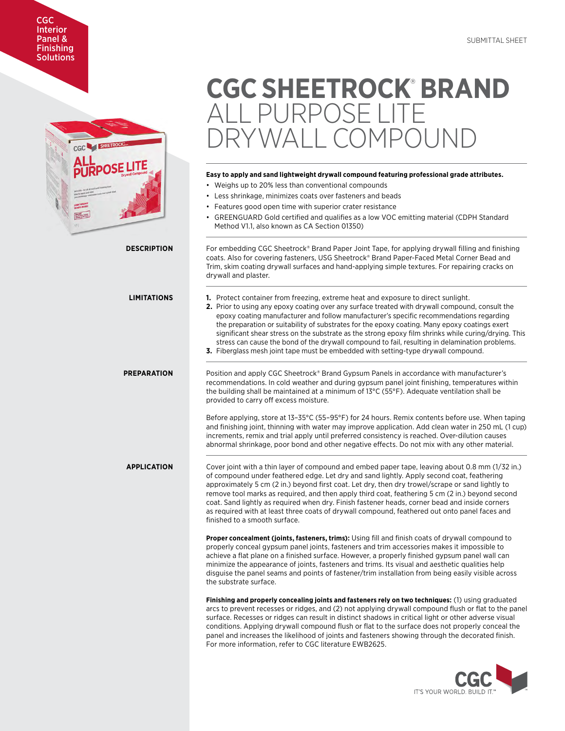CGC Interior Panel & Finishing Solutions

SUBMITTAL SHEET

# CGC SHEETROCK® BRAND ALL PURPOSE LITE DRYWALL COMPOUND

**Easy to apply and sand lightweight drywall compound featuring professional grade attributes.**

- Weighs up to 20% less than conventional compounds
- Less shrinkage, minimizes coats over fasteners and beads
- Features good open time with superior crater resistance
- GREENGUARD Gold certified and qualifies as a low VOC emitting material (CDPH Standard Method V1.1, also known as CA Section 01350)

## DESCRIPTION

For embedding CGC Sheetrock® Brand Paper Joint Tape, for applying drywall filling and finishing coats. Also for covering fasteners, USG Sheetrock® Brand Paper-Faced Metal Corner Bead and Trim, skim coating drywall surfaces and hand-applying simple textures. For repairing cracks on drywall and plaster.

## LIMITATIONS

1. Protect container from freezing, extreme heat and exposure to direct sunlight.
2. Prior to using any epoxy coating over any surface treated with drywall compound, consult the epoxy coating manufacturer and follow manufacturer's specific recommendations regarding the preparation or suitability of substrates for the epoxy coating. Many epoxy coatings exert significant shear stress on the substrate as the strong epoxy film shrinks while curing/drying. This stress can cause the bond of the drywall compound to fail, resulting in delamination problems.
3. Fiberglass mesh joint tape must be embedded with setting-type drywall compound.

## PREPARATION

Position and apply CGC Sheetrock® Brand Gypsum Panels in accordance with manufacturer's recommendations. In cold weather and during gypsum panel joint finishing, temperatures within the building shall be maintained at a minimum of 13°C (55°F). Adequate ventilation shall be provided to carry off excess moisture.

Before applying, store at 13–35°C (55–95°F) for 24 hours. Remix contents before use. When taping and finishing joint, thinning with water may improve application. Add clean water in 250 mL (1 cup) increments, remix and trial apply until preferred consistency is reached. Over-dilution causes abnormal shrinkage, poor bond and other negative effects. Do not mix with any other material.

## APPLICATION

Cover joint with a thin layer of compound and embed paper tape, leaving about 0.8 mm (1/32 in.) of compound under feathered edge. Let dry and sand lightly. Apply second coat, feathering approximately 5 cm (2 in.) beyond first coat. Let dry, then dry trowel/scrape or sand lightly to remove tool marks as required, and then apply third coat, feathering 5 cm (2 in.) beyond second coat. Sand lightly as required when dry. Finish fastener heads, corner bead and inside corners as required with at least three coats of drywall compound, feathered out onto panel faces and finished to a smooth surface.

**Proper concealment (joints, fasteners, trims):** Using fill and finish coats of drywall compound to properly conceal gypsum panel joints, fasteners and trim accessories makes it impossible to achieve a flat plane on a finished surface. However, a properly finished gypsum panel wall can minimize the appearance of joints, fasteners and trims. Its visual and aesthetic qualities help disguise the panel seams and points of fastener/trim installation from being easily visible across the substrate surface.

**Finishing and properly concealing joints and fasteners rely on two techniques:** (1) using graduated arcs to prevent recesses or ridges, and (2) not applying drywall compound flush or flat to the panel surface. Recesses or ridges can result in distinct shadows in critical light or other adverse visual conditions. Applying drywall compound flush or flat to the surface does not properly conceal the panel and increases the likelihood of joints and fasteners showing through the decorated finish. For more information, refer to CGC literature EWB2625.

CGC IT'S YOUR WORLD. BUILD IT.™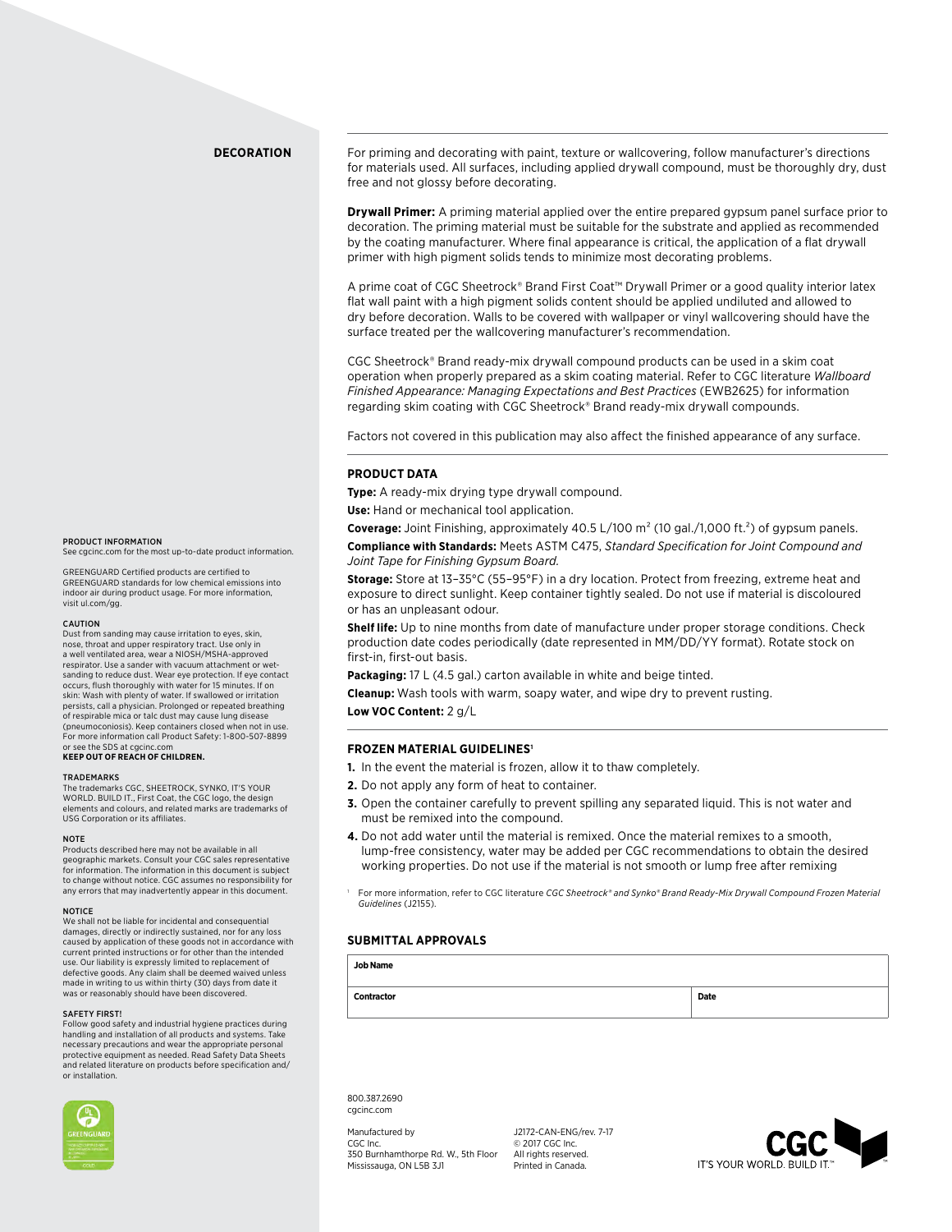## DECORATION

For priming and decorating with paint, texture or wallcovering, follow manufacturer's directions for materials used. All surfaces, including applied drywall compound, must be thoroughly dry, dust free and not glossy before decorating.

**Drywall Primer:** A priming material applied over the entire prepared gypsum panel surface prior to decoration. The priming material must be suitable for the substrate and applied as recommended by the coating manufacturer. Where final appearance is critical, the application of a flat drywall primer with high pigment solids tends to minimize most decorating problems.

A prime coat of CGC Sheetrock® Brand First Coat™ Drywall Primer or a good quality interior latex flat wall paint with a high pigment solids content should be applied undiluted and allowed to dry before decoration. Walls to be covered with wallpaper or vinyl wallcovering should have the surface treated per the wallcovering manufacturer's recommendation.

CGC Sheetrock® Brand ready-mix drywall compound products can be used in a skim coat operation when properly prepared as a skim coating material. Refer to CGC literature *Wallboard Finished Appearance: Managing Expectations and Best Practices* (EWB2625) for information regarding skim coating with CGC Sheetrock® Brand ready-mix drywall compounds.

Factors not covered in this publication may also affect the finished appearance of any surface.

## PRODUCT DATA

**Type:** A ready-mix drying type drywall compound.

**Use:** Hand or mechanical tool application.

**Coverage:** Joint Finishing, approximately 40.5 L/100 $m^2$ (10 gal./1,000 $ft.^2$) of gypsum panels.

**Compliance with Standards:** Meets ASTM C475, *Standard Specification for Joint Compound and Joint Tape for Finishing Gypsum Board.*

**Storage:** Store at 13–35°C (55–95°F) in a dry location. Protect from freezing, extreme heat and exposure to direct sunlight. Keep container tightly sealed. Do not use if material is discoloured or has an unpleasant odour.

**Shelf life:** Up to nine months from date of manufacture under proper storage conditions. Check production date codes periodically (date represented in MM/DD/YY format). Rotate stock on first-in, first-out basis.

**Packaging:** 17 L (4.5 gal.) carton available in white and beige tinted.

**Cleanup:** Wash tools with warm, soapy water, and wipe dry to prevent rusting.

**Low VOC Content:** 2 g/L

## FROZEN MATERIAL GUIDELINES[1]

1. In the event the material is frozen, allow it to thaw completely.
2. Do not apply any form of heat to container.
3. Open the container carefully to prevent spilling any separated liquid. This is not water and must be remixed into the compound.
4. Do not add water until the material is remixed. Once the material remixes to a smooth, lump-free consistency, water may be added per CGC recommendations to obtain the desired working properties. Do not use if the material is not smooth or lump free after remixing

[1] For more information, refer to CGC literature *CGC Sheetrock® and Synko® Brand Ready-Mix Drywall Compound Frozen Material Guidelines* (J2155).

## SUBMITTAL APPROVALS

| | |
|---|---|
| **Job Name** | |
| **Contractor** | **Date** |

**PRODUCT INFORMATION**
See cgcinc.com for the most up-to-date product information.

GREENGUARD Certified products are certified to GREENGUARD standards for low chemical emissions into indoor air during product usage. For more information, visit ul.com/gg.

**CAUTION**
Dust from sanding may cause irritation to eyes, skin, nose, throat and upper respiratory tract. Use only in a well ventilated area, wear a NIOSH/MSHA-approved respirator. Use a sander with vacuum attachment or wet-sanding to reduce dust. Wear eye protection. If eye contact occurs, flush thoroughly with water for 15 minutes. If on skin: Wash with plenty of water. If swallowed or irritation persists, call a physician. Prolonged or repeated breathing of respirable mica or talc dust may cause lung disease (pneumoconiosis). Keep containers closed when not in use. For more information call Product Safety: 1-800-507-8899 or see the SDS at cgcinc.com
**KEEP OUT OF REACH OF CHILDREN.**

**TRADEMARKS**
The trademarks CGC, SHEETROCK, SYNKO, IT'S YOUR WORLD. BUILD IT., First Coat, the CGC logo, the design elements and colours, and related marks are trademarks of USG Corporation or its affiliates.

**NOTE**
Products described here may not be available in all geographic markets. Consult your CGC sales representative for information. The information in this document is subject to change without notice. CGC assumes no responsibility for any errors that may inadvertently appear in this document.

**NOTICE**
We shall not be liable for incidental and consequential damages, directly or indirectly sustained, nor for any loss caused by application of these goods not in accordance with current printed instructions or for other than the intended use. Our liability is expressly limited to replacement of defective goods. Any claim shall be deemed waived unless made in writing to us within thirty (30) days from date it was or reasonably should have been discovered.

**SAFETY FIRST!**
Follow good safety and industrial hygiene practices during handling and installation of all products and systems. Take necessary precautions and wear the appropriate personal protective equipment as needed. Read Safety Data Sheets and related literature on products before specification and/or installation.

800.387.2690
cgcinc.com

Manufactured by
CGC Inc.
350 Burnhamthorpe Rd. W., 5th Floor
Mississauga, ON L5B 3J1

J2172-CAN-ENG/rev. 7-17
© 2017 CGC Inc.
All rights reserved.
Printed in Canada.

CGC
IT'S YOUR WORLD. BUILD IT.™